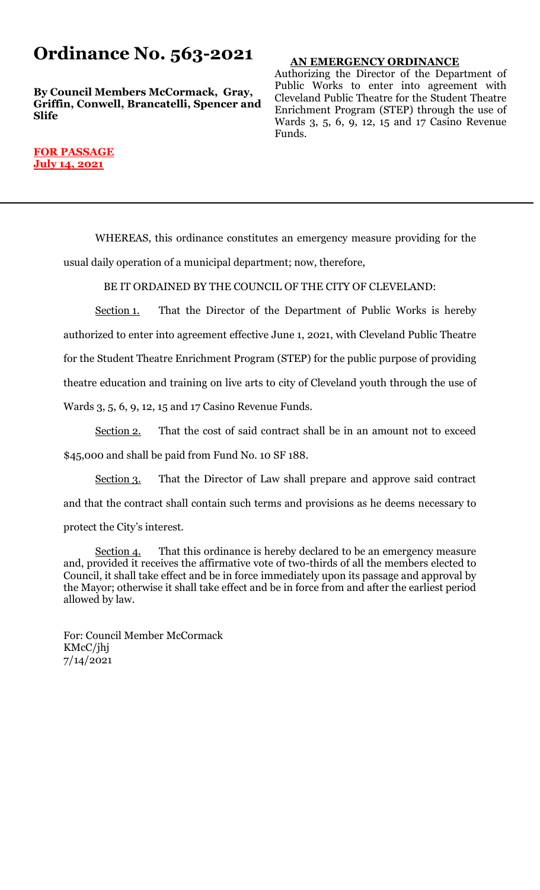# Ordinance No. 563-2021

**By Council Members McCormack, Gray, Griffin, Conwell, Brancatelli, Spencer and Slife**

**FOR PASSAGE**
**July 14, 2021**

**AN EMERGENCY ORDINANCE**

Authorizing the Director of the Department of Public Works to enter into agreement with Cleveland Public Theatre for the Student Theatre Enrichment Program (STEP) through the use of Wards 3, 5, 6, 9, 12, 15 and 17 Casino Revenue Funds.

---

WHEREAS, this ordinance constitutes an emergency measure providing for the usual daily operation of a municipal department; now, therefore,

BE IT ORDAINED BY THE COUNCIL OF THE CITY OF CLEVELAND:

Section 1. That the Director of the Department of Public Works is hereby authorized to enter into agreement effective June 1, 2021, with Cleveland Public Theatre for the Student Theatre Enrichment Program (STEP) for the public purpose of providing theatre education and training on live arts to city of Cleveland youth through the use of Wards 3, 5, 6, 9, 12, 15 and 17 Casino Revenue Funds.

Section 2. That the cost of said contract shall be in an amount not to exceed $45,000 and shall be paid from Fund No. 10 SF 188.

Section 3. That the Director of Law shall prepare and approve said contract and that the contract shall contain such terms and provisions as he deems necessary to protect the City's interest.

Section 4. That this ordinance is hereby declared to be an emergency measure and, provided it receives the affirmative vote of two-thirds of all the members elected to Council, it shall take effect and be in force immediately upon its passage and approval by the Mayor; otherwise it shall take effect and be in force from and after the earliest period allowed by law.

For: Council Member McCormack
KMcC/jhj
7/14/2021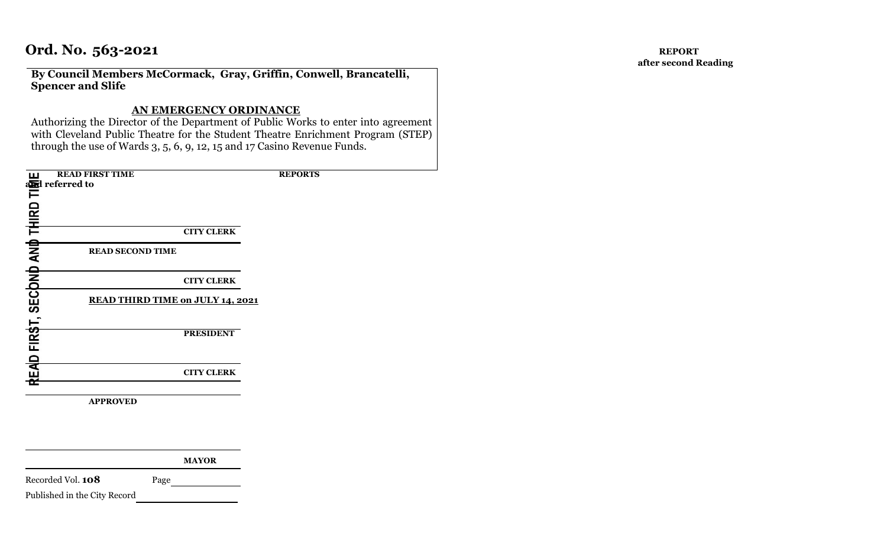# Ord. No. 563-2021

**REPORT**
**after second Reading**

**By Council Members McCormack, Gray, Griffin, Conwell, Brancatelli, Spencer and Slife**

**AN EMERGENCY ORDINANCE**

Authorizing the Director of the Department of Public Works to enter into agreement with Cleveland Public Theatre for the Student Theatre Enrichment Program (STEP) through the use of Wards 3, 5, 6, 9, 12, 15 and 17 Casino Revenue Funds.

**READ FIRST, SECOND AND THIRD TIME**

**READ FIRST TIME and referred to**

**REPORTS**

**CITY CLERK**

**READ SECOND TIME**

**CITY CLERK**

**READ THIRD TIME on JULY 14, 2021**

**PRESIDENT**

**CITY CLERK**

**APPROVED**

**MAYOR**

Recorded Vol. **108** Page

Published in the City Record